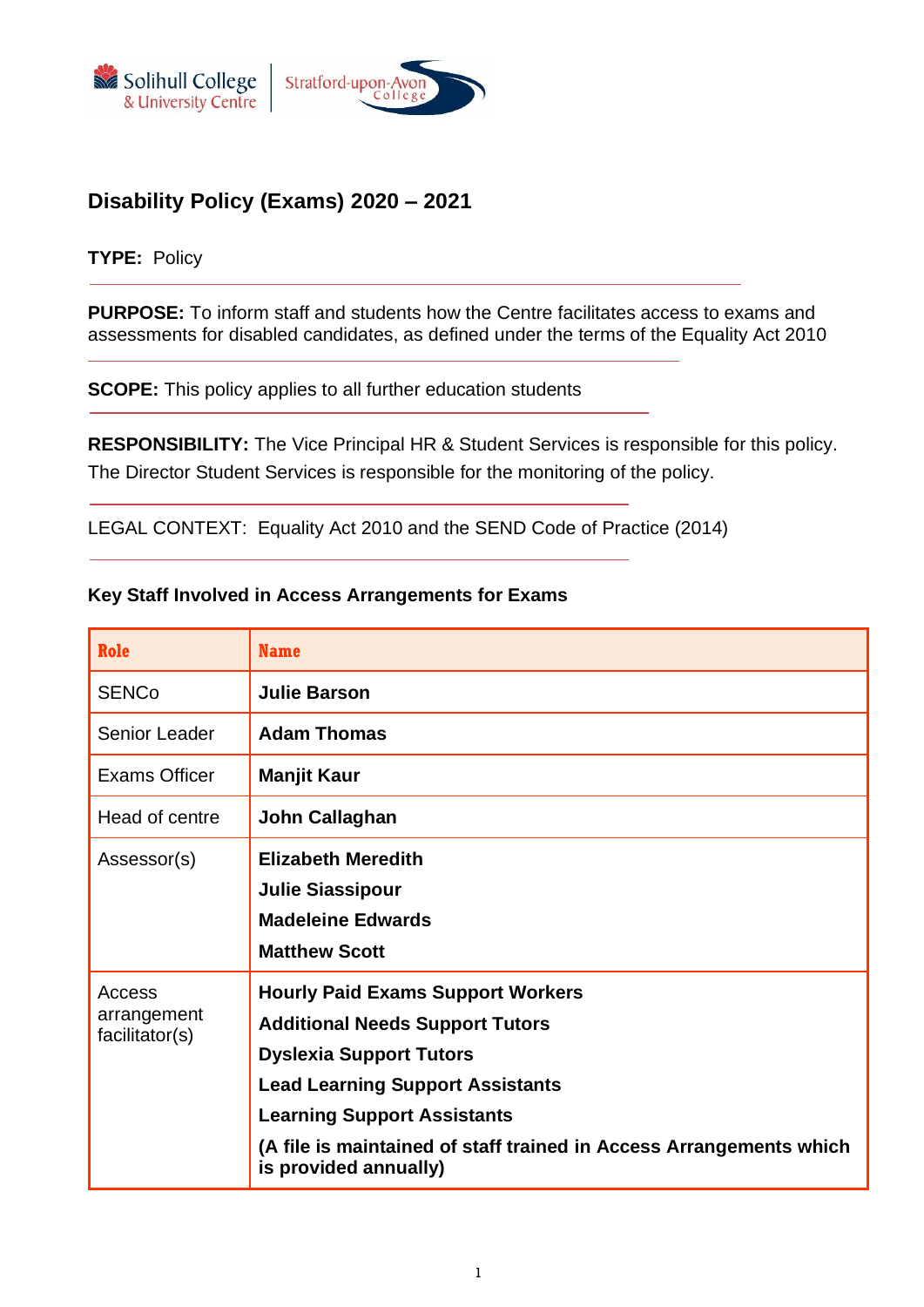# Disability Policy (Exams) 2020 – 2021

**TYPE:** Policy

**PURPOSE:** To inform staff and students how the Centre facilitates access to exams and assessments for disabled candidates, as defined under the terms of the Equality Act 2010

**SCOPE:** This policy applies to all further education students

**RESPONSIBILITY:** The Vice Principal HR & Student Services is responsible for this policy. The Director Student Services is responsible for the monitoring of the policy.

LEGAL CONTEXT: Equality Act 2010 and the SEND Code of Practice (2014)

**Key Staff Involved in Access Arrangements for Exams**

| Role | Name |
| --- | --- |
| SENCo | **Julie Barson** |
| Senior Leader | **Adam Thomas** |
| Exams Officer | **Manjit Kaur** |
| Head of centre | **John Callaghan** |
| Assessor(s) | **Elizabeth Meredith**<br>**Julie Siassipour**<br>**Madeleine Edwards**<br>**Matthew Scott** |
| Access arrangement facilitator(s) | **Hourly Paid Exams Support Workers**<br>**Additional Needs Support Tutors**<br>**Dyslexia Support Tutors**<br>**Lead Learning Support Assistants**<br>**Learning Support Assistants**<br>**(A file is maintained of staff trained in Access Arrangements which is provided annually)** |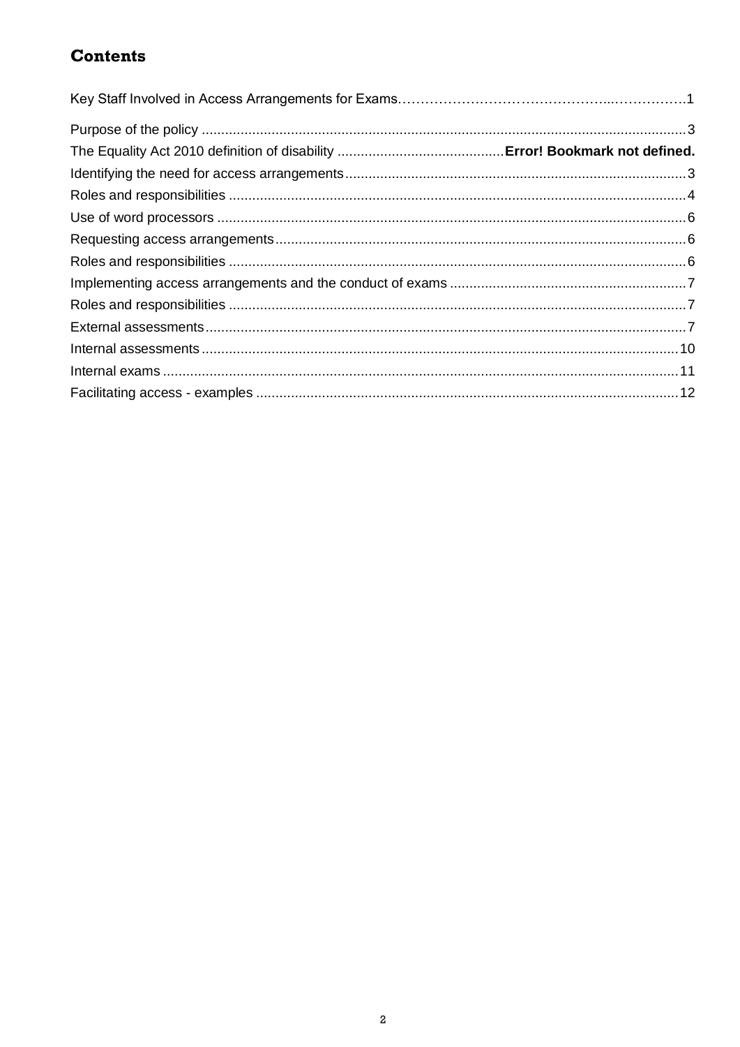# Contents

Key Staff Involved in Access Arrangements for Exams……………………………………………..……………1

Purpose of the policy ............................................................................................................................3

The Equality Act 2010 definition of disability ...........................................**Error! Bookmark not defined.**

Identifying the need for access arrangements.......................................................................................3

Roles and responsibilities .....................................................................................................................4

Use of word processors ........................................................................................................................6

Requesting access arrangements.........................................................................................................6

Roles and responsibilities .....................................................................................................................6

Implementing access arrangements and the conduct of exams ............................................................7

Roles and responsibilities .....................................................................................................................7

External assessments...........................................................................................................................7

Internal assessments..........................................................................................................................10

Internal exams ....................................................................................................................................11

Facilitating access - examples ............................................................................................................12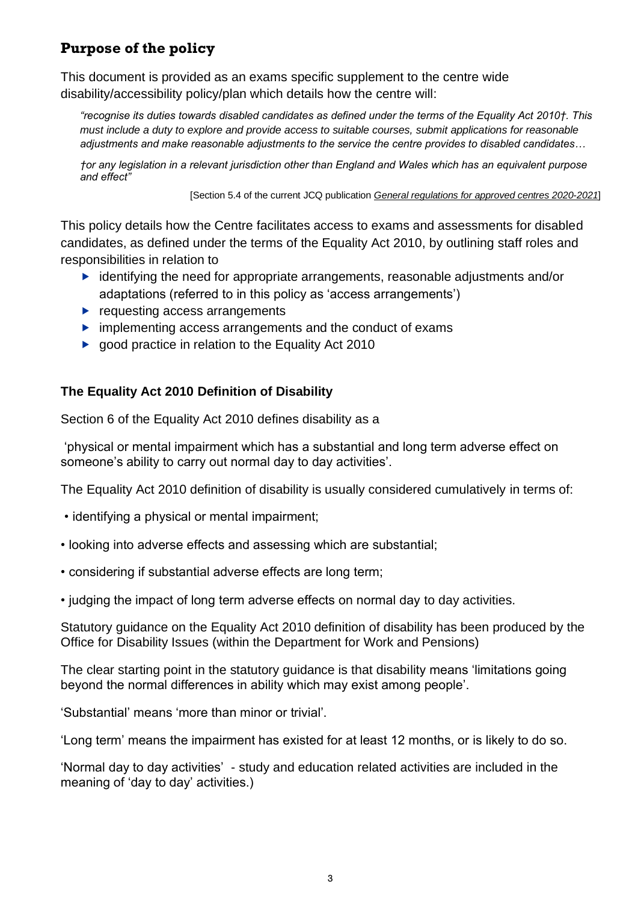## Purpose of the policy

This document is provided as an exams specific supplement to the centre wide disability/accessibility policy/plan which details how the centre will:

> *"recognise its duties towards disabled candidates as defined under the terms of the Equality Act 2010†. This must include a duty to explore and provide access to suitable courses, submit applications for reasonable adjustments and make reasonable adjustments to the service the centre provides to disabled candidates…*
>
> *†or any legislation in a relevant jurisdiction other than England and Wales which has an equivalent purpose and effect"*
>
> [Section 5.4 of the current JCQ publication *General regulations for approved centres 2020-2021*]

This policy details how the Centre facilitates access to exams and assessments for disabled candidates, as defined under the terms of the Equality Act 2010, by outlining staff roles and responsibilities in relation to

- identifying the need for appropriate arrangements, reasonable adjustments and/or adaptations (referred to in this policy as 'access arrangements')
- requesting access arrangements
- implementing access arrangements and the conduct of exams
- good practice in relation to the Equality Act 2010

### The Equality Act 2010 Definition of Disability

Section 6 of the Equality Act 2010 defines disability as a

'physical or mental impairment which has a substantial and long term adverse effect on someone's ability to carry out normal day to day activities'.

The Equality Act 2010 definition of disability is usually considered cumulatively in terms of:

- identifying a physical or mental impairment;
- looking into adverse effects and assessing which are substantial;
- considering if substantial adverse effects are long term;
- judging the impact of long term adverse effects on normal day to day activities.

Statutory guidance on the Equality Act 2010 definition of disability has been produced by the Office for Disability Issues (within the Department for Work and Pensions)

The clear starting point in the statutory guidance is that disability means 'limitations going beyond the normal differences in ability which may exist among people'.

'Substantial' means 'more than minor or trivial'.

'Long term' means the impairment has existed for at least 12 months, or is likely to do so.

'Normal day to day activities' - study and education related activities are included in the meaning of 'day to day' activities.)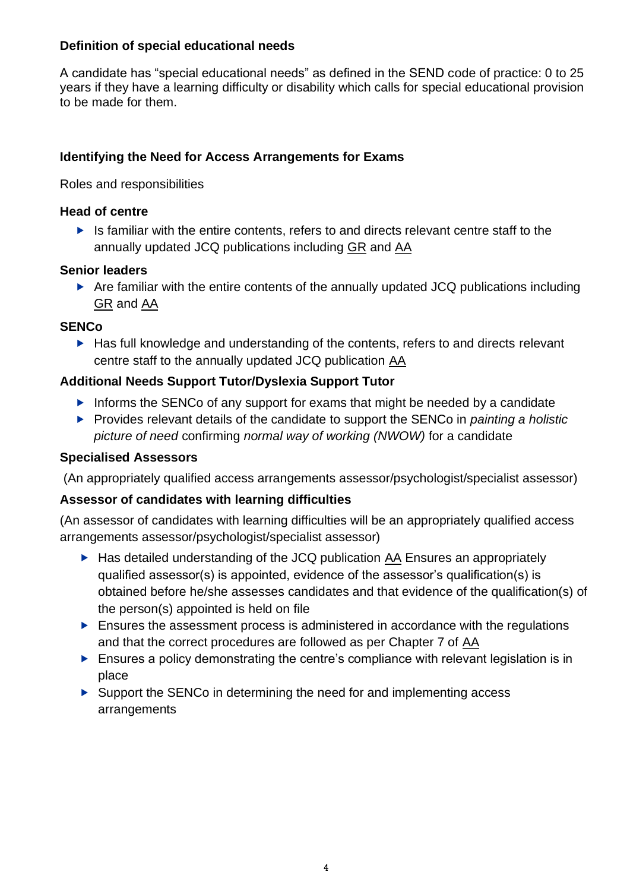### Definition of special educational needs

A candidate has "special educational needs" as defined in the SEND code of practice: 0 to 25 years if they have a learning difficulty or disability which calls for special educational provision to be made for them.

### Identifying the Need for Access Arrangements for Exams

Roles and responsibilities

**Head of centre**

- Is familiar with the entire contents, refers to and directs relevant centre staff to the annually updated JCQ publications including GR and AA

**Senior leaders**

- Are familiar with the entire contents of the annually updated JCQ publications including GR and AA

**SENCo**

- Has full knowledge and understanding of the contents, refers to and directs relevant centre staff to the annually updated JCQ publication AA

**Additional Needs Support Tutor/Dyslexia Support Tutor**

- Informs the SENCo of any support for exams that might be needed by a candidate
- Provides relevant details of the candidate to support the SENCo in *painting a holistic picture of need* confirming *normal way of working (NWOW)* for a candidate

**Specialised Assessors**

(An appropriately qualified access arrangements assessor/psychologist/specialist assessor)

**Assessor of candidates with learning difficulties**

(An assessor of candidates with learning difficulties will be an appropriately qualified access arrangements assessor/psychologist/specialist assessor)

- Has detailed understanding of the JCQ publication AA Ensures an appropriately qualified assessor(s) is appointed, evidence of the assessor's qualification(s) is obtained before he/she assesses candidates and that evidence of the qualification(s) of the person(s) appointed is held on file
- Ensures the assessment process is administered in accordance with the regulations and that the correct procedures are followed as per Chapter 7 of AA
- Ensures a policy demonstrating the centre's compliance with relevant legislation is in place
- Support the SENCo in determining the need for and implementing access arrangements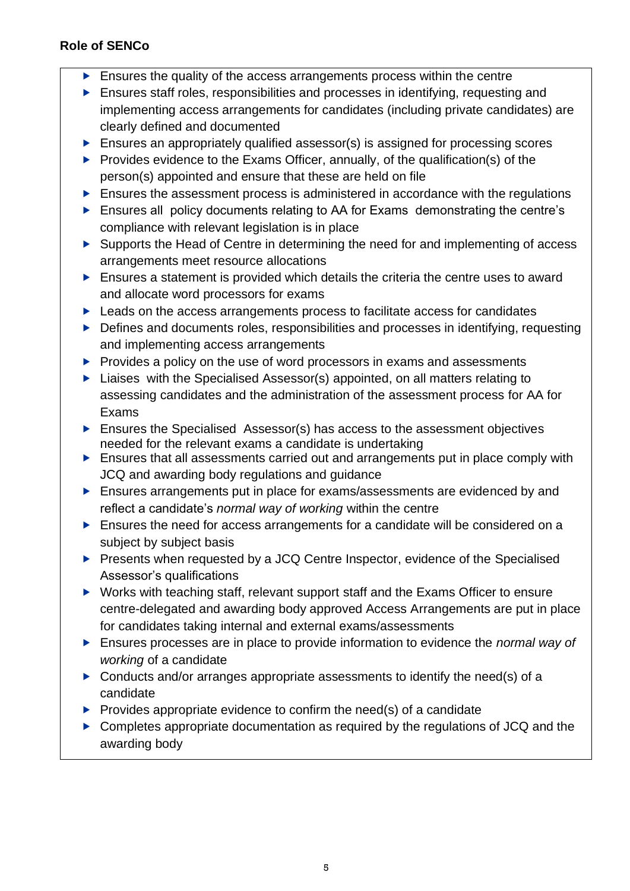**Role of SENCo**

- Ensures the quality of the access arrangements process within the centre
- Ensures staff roles, responsibilities and processes in identifying, requesting and implementing access arrangements for candidates (including private candidates) are clearly defined and documented
- Ensures an appropriately qualified assessor(s) is assigned for processing scores
- Provides evidence to the Exams Officer, annually, of the qualification(s) of the person(s) appointed and ensure that these are held on file
- Ensures the assessment process is administered in accordance with the regulations
- Ensures all policy documents relating to AA for Exams demonstrating the centre's compliance with relevant legislation is in place
- Supports the Head of Centre in determining the need for and implementing of access arrangements meet resource allocations
- Ensures a statement is provided which details the criteria the centre uses to award and allocate word processors for exams
- Leads on the access arrangements process to facilitate access for candidates
- Defines and documents roles, responsibilities and processes in identifying, requesting and implementing access arrangements
- Provides a policy on the use of word processors in exams and assessments
- Liaises with the Specialised Assessor(s) appointed, on all matters relating to assessing candidates and the administration of the assessment process for AA for Exams
- Ensures the Specialised Assessor(s) has access to the assessment objectives needed for the relevant exams a candidate is undertaking
- Ensures that all assessments carried out and arrangements put in place comply with JCQ and awarding body regulations and guidance
- Ensures arrangements put in place for exams/assessments are evidenced by and reflect a candidate's *normal way of working* within the centre
- Ensures the need for access arrangements for a candidate will be considered on a subject by subject basis
- Presents when requested by a JCQ Centre Inspector, evidence of the Specialised Assessor's qualifications
- Works with teaching staff, relevant support staff and the Exams Officer to ensure centre-delegated and awarding body approved Access Arrangements are put in place for candidates taking internal and external exams/assessments
- Ensures processes are in place to provide information to evidence the *normal way of working* of a candidate
- Conducts and/or arranges appropriate assessments to identify the need(s) of a candidate
- Provides appropriate evidence to confirm the need(s) of a candidate
- Completes appropriate documentation as required by the regulations of JCQ and the awarding body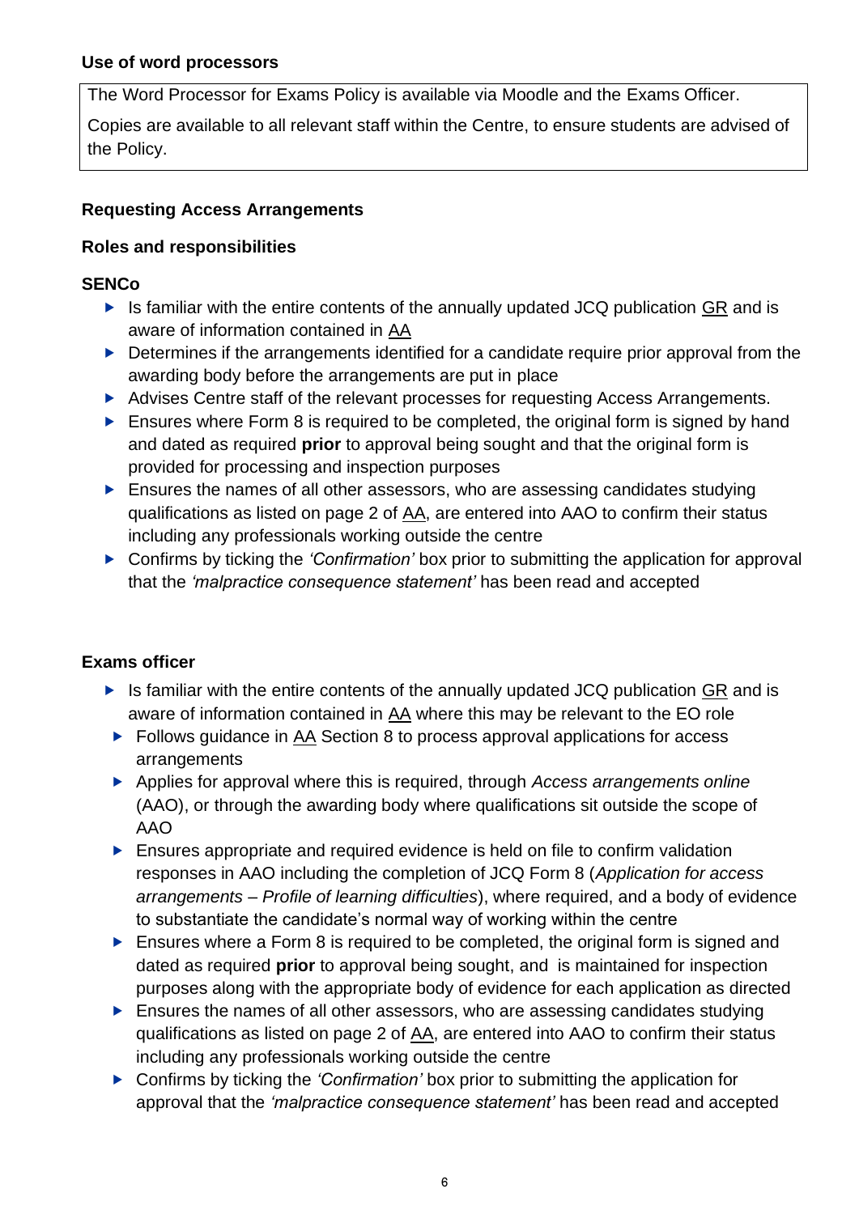**Use of word processors**

The Word Processor for Exams Policy is available via Moodle and the Exams Officer.

Copies are available to all relevant staff within the Centre, to ensure students are advised of the Policy.

**Requesting Access Arrangements**

**Roles and responsibilities**

**SENCo**

- Is familiar with the entire contents of the annually updated JCQ publication GR and is aware of information contained in AA
- Determines if the arrangements identified for a candidate require prior approval from the awarding body before the arrangements are put in place
- Advises Centre staff of the relevant processes for requesting Access Arrangements.
- Ensures where Form 8 is required to be completed, the original form is signed by hand and dated as required **prior** to approval being sought and that the original form is provided for processing and inspection purposes
- Ensures the names of all other assessors, who are assessing candidates studying qualifications as listed on page 2 of AA, are entered into AAO to confirm their status including any professionals working outside the centre
- Confirms by ticking the *'Confirmation'* box prior to submitting the application for approval that the *'malpractice consequence statement'* has been read and accepted

**Exams officer**

- Is familiar with the entire contents of the annually updated JCQ publication GR and is aware of information contained in AA where this may be relevant to the EO role
- Follows guidance in AA Section 8 to process approval applications for access arrangements
- Applies for approval where this is required, through *Access arrangements online* (AAO), or through the awarding body where qualifications sit outside the scope of AAO
- Ensures appropriate and required evidence is held on file to confirm validation responses in AAO including the completion of JCQ Form 8 (*Application for access arrangements – Profile of learning difficulties*), where required, and a body of evidence to substantiate the candidate's normal way of working within the centre
- Ensures where a Form 8 is required to be completed, the original form is signed and dated as required **prior** to approval being sought, and is maintained for inspection purposes along with the appropriate body of evidence for each application as directed
- Ensures the names of all other assessors, who are assessing candidates studying qualifications as listed on page 2 of AA, are entered into AAO to confirm their status including any professionals working outside the centre
- Confirms by ticking the *'Confirmation'* box prior to submitting the application for approval that the *'malpractice consequence statement'* has been read and accepted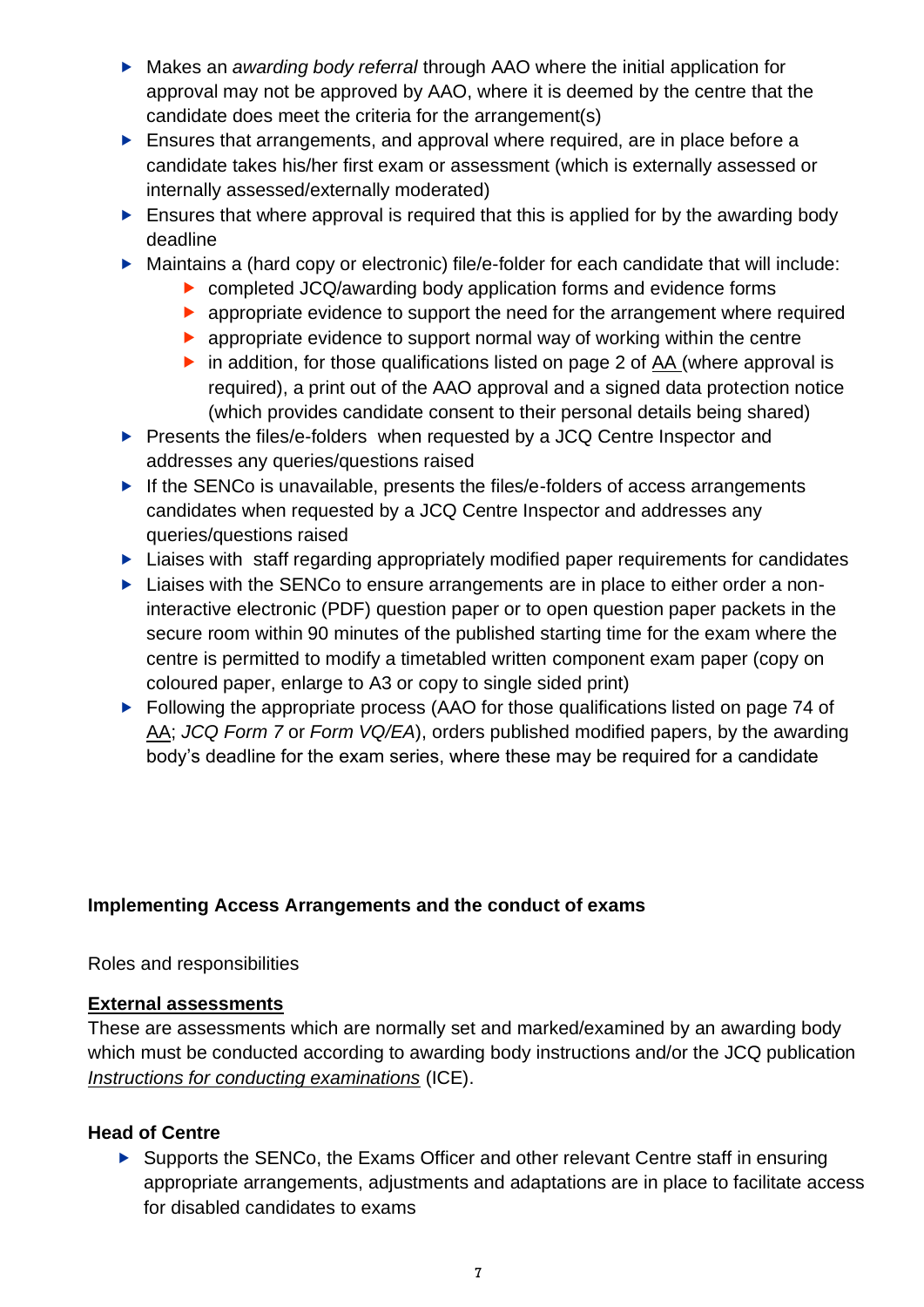- Makes an *awarding body referral* through AAO where the initial application for approval may not be approved by AAO, where it is deemed by the centre that the candidate does meet the criteria for the arrangement(s)
- Ensures that arrangements, and approval where required, are in place before a candidate takes his/her first exam or assessment (which is externally assessed or internally assessed/externally moderated)
- Ensures that where approval is required that this is applied for by the awarding body deadline
- Maintains a (hard copy or electronic) file/e-folder for each candidate that will include:
    - completed JCQ/awarding body application forms and evidence forms
    - appropriate evidence to support the need for the arrangement where required
    - appropriate evidence to support normal way of working within the centre
    - in addition, for those qualifications listed on page 2 of AA (where approval is required), a print out of the AAO approval and a signed data protection notice (which provides candidate consent to their personal details being shared)
- Presents the files/e-folders when requested by a JCQ Centre Inspector and addresses any queries/questions raised
- If the SENCo is unavailable, presents the files/e-folders of access arrangements candidates when requested by a JCQ Centre Inspector and addresses any queries/questions raised
- Liaises with staff regarding appropriately modified paper requirements for candidates
- Liaises with the SENCo to ensure arrangements are in place to either order a non-interactive electronic (PDF) question paper or to open question paper packets in the secure room within 90 minutes of the published starting time for the exam where the centre is permitted to modify a timetabled written component exam paper (copy on coloured paper, enlarge to A3 or copy to single sided print)
- Following the appropriate process (AAO for those qualifications listed on page 74 of AA; *JCQ Form 7* or *Form VQ/EA*), orders published modified papers, by the awarding body's deadline for the exam series, where these may be required for a candidate

**Implementing Access Arrangements and the conduct of exams**

Roles and responsibilities

**External assessments**

These are assessments which are normally set and marked/examined by an awarding body which must be conducted according to awarding body instructions and/or the JCQ publication *Instructions for conducting examinations* (ICE).

**Head of Centre**

- Supports the SENCo, the Exams Officer and other relevant Centre staff in ensuring appropriate arrangements, adjustments and adaptations are in place to facilitate access for disabled candidates to exams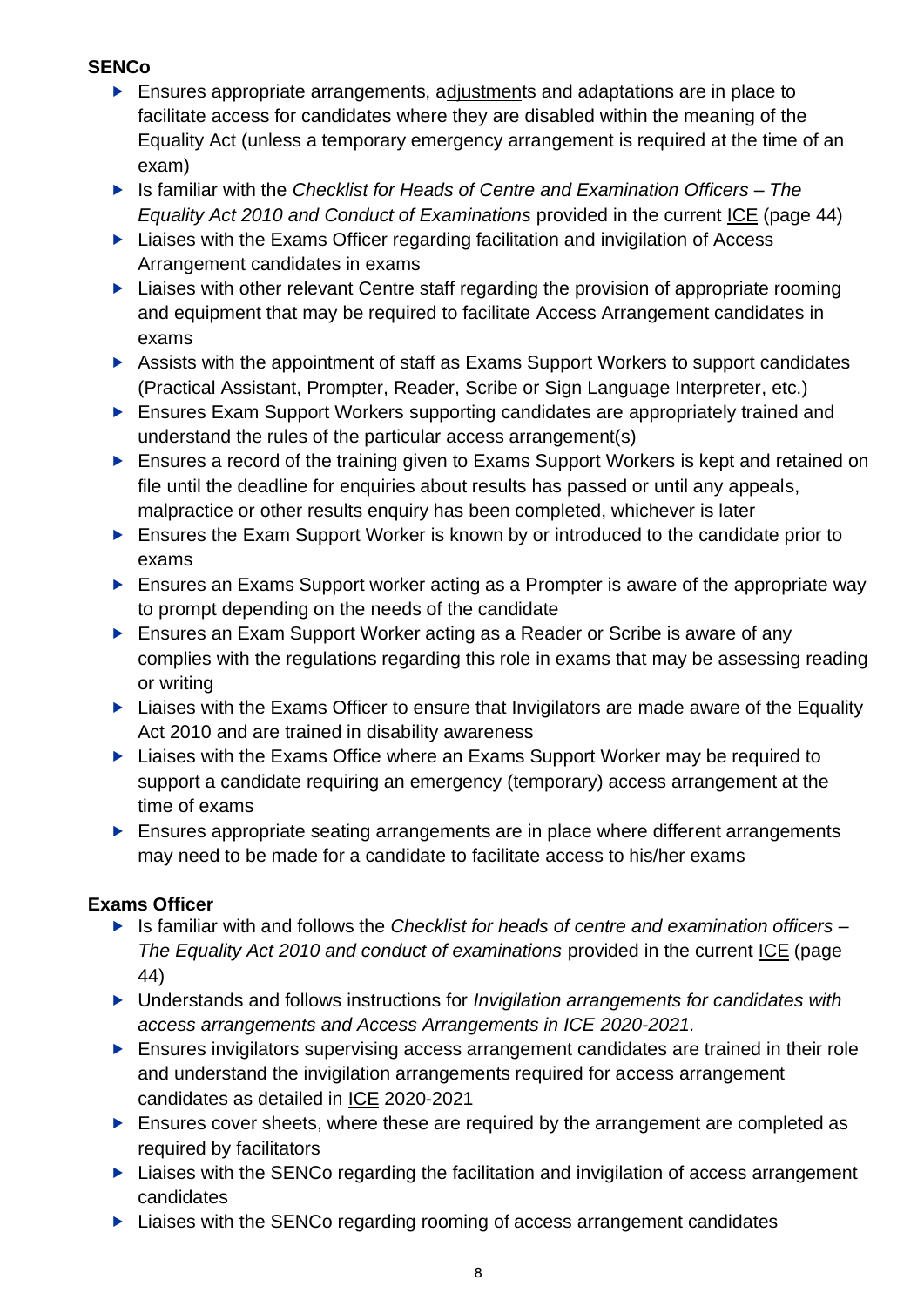**SENCo**

- Ensures appropriate arrangements, adjustments and adaptations are in place to facilitate access for candidates where they are disabled within the meaning of the Equality Act (unless a temporary emergency arrangement is required at the time of an exam)
- Is familiar with the *Checklist for Heads of Centre and Examination Officers – The Equality Act 2010 and Conduct of Examinations* provided in the current ICE (page 44)
- Liaises with the Exams Officer regarding facilitation and invigilation of Access Arrangement candidates in exams
- Liaises with other relevant Centre staff regarding the provision of appropriate rooming and equipment that may be required to facilitate Access Arrangement candidates in exams
- Assists with the appointment of staff as Exams Support Workers to support candidates (Practical Assistant, Prompter, Reader, Scribe or Sign Language Interpreter, etc.)
- Ensures Exam Support Workers supporting candidates are appropriately trained and understand the rules of the particular access arrangement(s)
- Ensures a record of the training given to Exams Support Workers is kept and retained on file until the deadline for enquiries about results has passed or until any appeals, malpractice or other results enquiry has been completed, whichever is later
- Ensures the Exam Support Worker is known by or introduced to the candidate prior to exams
- Ensures an Exams Support worker acting as a Prompter is aware of the appropriate way to prompt depending on the needs of the candidate
- Ensures an Exam Support Worker acting as a Reader or Scribe is aware of any complies with the regulations regarding this role in exams that may be assessing reading or writing
- Liaises with the Exams Officer to ensure that Invigilators are made aware of the Equality Act 2010 and are trained in disability awareness
- Liaises with the Exams Office where an Exams Support Worker may be required to support a candidate requiring an emergency (temporary) access arrangement at the time of exams
- Ensures appropriate seating arrangements are in place where different arrangements may need to be made for a candidate to facilitate access to his/her exams

**Exams Officer**

- Is familiar with and follows the *Checklist for heads of centre and examination officers – The Equality Act 2010 and conduct of examinations* provided in the current ICE (page 44)
- Understands and follows instructions for *Invigilation arrangements for candidates with access arrangements and Access Arrangements in ICE 2020-2021.*
- Ensures invigilators supervising access arrangement candidates are trained in their role and understand the invigilation arrangements required for access arrangement candidates as detailed in ICE 2020-2021
- Ensures cover sheets, where these are required by the arrangement are completed as required by facilitators
- Liaises with the SENCo regarding the facilitation and invigilation of access arrangement candidates
- Liaises with the SENCo regarding rooming of access arrangement candidates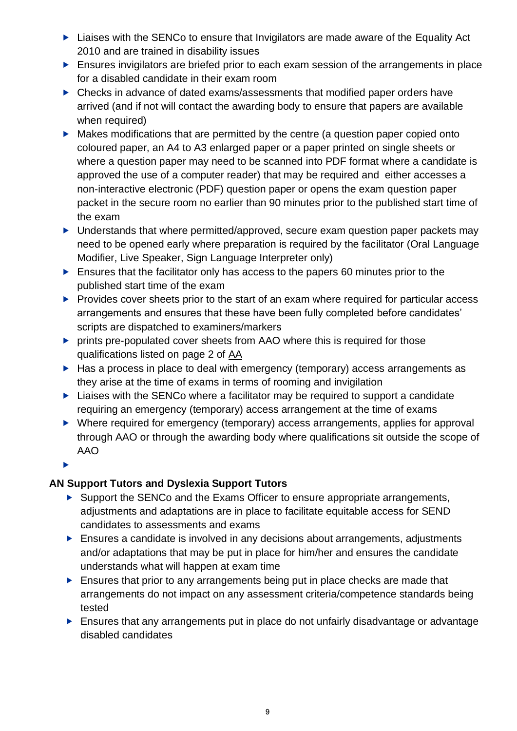- Liaises with the SENCo to ensure that Invigilators are made aware of the Equality Act 2010 and are trained in disability issues
- Ensures invigilators are briefed prior to each exam session of the arrangements in place for a disabled candidate in their exam room
- Checks in advance of dated exams/assessments that modified paper orders have arrived (and if not will contact the awarding body to ensure that papers are available when required)
- Makes modifications that are permitted by the centre (a question paper copied onto coloured paper, an A4 to A3 enlarged paper or a paper printed on single sheets or where a question paper may need to be scanned into PDF format where a candidate is approved the use of a computer reader) that may be required and either accesses a non-interactive electronic (PDF) question paper or opens the exam question paper packet in the secure room no earlier than 90 minutes prior to the published start time of the exam
- Understands that where permitted/approved, secure exam question paper packets may need to be opened early where preparation is required by the facilitator (Oral Language Modifier, Live Speaker, Sign Language Interpreter only)
- Ensures that the facilitator only has access to the papers 60 minutes prior to the published start time of the exam
- Provides cover sheets prior to the start of an exam where required for particular access arrangements and ensures that these have been fully completed before candidates' scripts are dispatched to examiners/markers
- prints pre-populated cover sheets from AAO where this is required for those qualifications listed on page 2 of AA
- Has a process in place to deal with emergency (temporary) access arrangements as they arise at the time of exams in terms of rooming and invigilation
- Liaises with the SENCo where a facilitator may be required to support a candidate requiring an emergency (temporary) access arrangement at the time of exams
- Where required for emergency (temporary) access arrangements, applies for approval through AAO or through the awarding body where qualifications sit outside the scope of AAO

**AN Support Tutors and Dyslexia Support Tutors**

- Support the SENCo and the Exams Officer to ensure appropriate arrangements, adjustments and adaptations are in place to facilitate equitable access for SEND candidates to assessments and exams
- Ensures a candidate is involved in any decisions about arrangements, adjustments and/or adaptations that may be put in place for him/her and ensures the candidate understands what will happen at exam time
- Ensures that prior to any arrangements being put in place checks are made that arrangements do not impact on any assessment criteria/competence standards being tested
- Ensures that any arrangements put in place do not unfairly disadvantage or advantage disabled candidates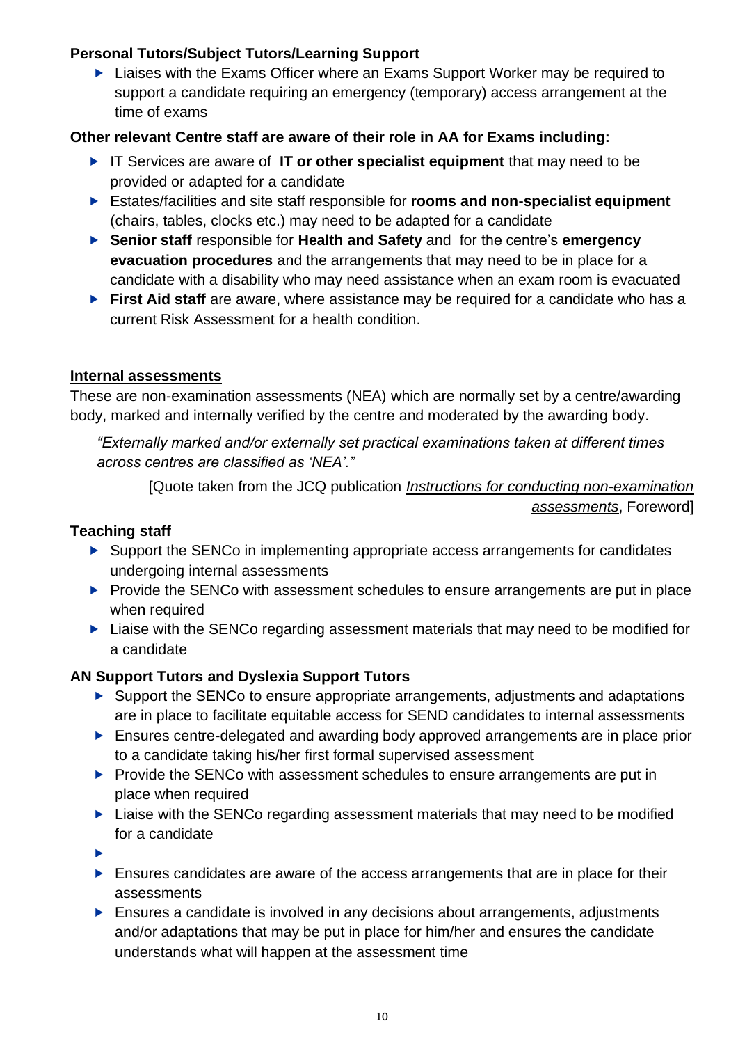**Personal Tutors/Subject Tutors/Learning Support**

- Liaises with the Exams Officer where an Exams Support Worker may be required to support a candidate requiring an emergency (temporary) access arrangement at the time of exams

**Other relevant Centre staff are aware of their role in AA for Exams including:**

- IT Services are aware of **IT or other specialist equipment** that may need to be provided or adapted for a candidate
- Estates/facilities and site staff responsible for **rooms and non-specialist equipment** (chairs, tables, clocks etc.) may need to be adapted for a candidate
- **Senior staff** responsible for **Health and Safety** and for the centre's **emergency evacuation procedures** and the arrangements that may need to be in place for a candidate with a disability who may need assistance when an exam room is evacuated
- **First Aid staff** are aware, where assistance may be required for a candidate who has a current Risk Assessment for a health condition.

## Internal assessments

These are non-examination assessments (NEA) which are normally set by a centre/awarding body, marked and internally verified by the centre and moderated by the awarding body.

> *"Externally marked and/or externally set practical examinations taken at different times across centres are classified as 'NEA'."*
>
> [Quote taken from the JCQ publication *Instructions for conducting non-examination assessments*, Foreword]

**Teaching staff**

- Support the SENCo in implementing appropriate access arrangements for candidates undergoing internal assessments
- Provide the SENCo with assessment schedules to ensure arrangements are put in place when required
- Liaise with the SENCo regarding assessment materials that may need to be modified for a candidate

**AN Support Tutors and Dyslexia Support Tutors**

- Support the SENCo to ensure appropriate arrangements, adjustments and adaptations are in place to facilitate equitable access for SEND candidates to internal assessments
- Ensures centre-delegated and awarding body approved arrangements are in place prior to a candidate taking his/her first formal supervised assessment
- Provide the SENCo with assessment schedules to ensure arrangements are put in place when required
- Liaise with the SENCo regarding assessment materials that may need to be modified for a candidate
- 
- Ensures candidates are aware of the access arrangements that are in place for their assessments
- Ensures a candidate is involved in any decisions about arrangements, adjustments and/or adaptations that may be put in place for him/her and ensures the candidate understands what will happen at the assessment time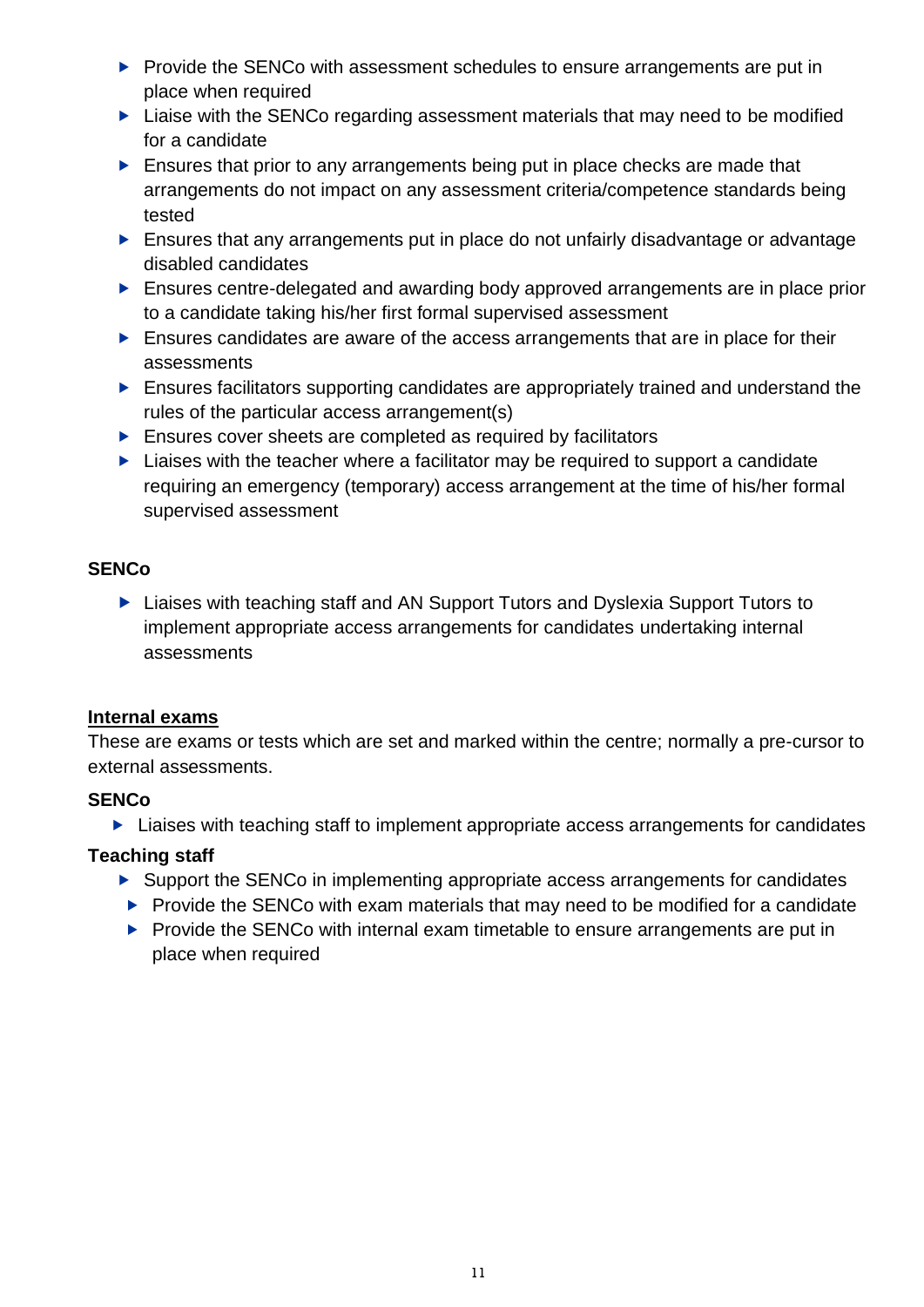- Provide the SENCo with assessment schedules to ensure arrangements are put in place when required
- Liaise with the SENCo regarding assessment materials that may need to be modified for a candidate
- Ensures that prior to any arrangements being put in place checks are made that arrangements do not impact on any assessment criteria/competence standards being tested
- Ensures that any arrangements put in place do not unfairly disadvantage or advantage disabled candidates
- Ensures centre-delegated and awarding body approved arrangements are in place prior to a candidate taking his/her first formal supervised assessment
- Ensures candidates are aware of the access arrangements that are in place for their assessments
- Ensures facilitators supporting candidates are appropriately trained and understand the rules of the particular access arrangement(s)
- Ensures cover sheets are completed as required by facilitators
- Liaises with the teacher where a facilitator may be required to support a candidate requiring an emergency (temporary) access arrangement at the time of his/her formal supervised assessment

**SENCo**

- Liaises with teaching staff and AN Support Tutors and Dyslexia Support Tutors to implement appropriate access arrangements for candidates undertaking internal assessments

**<u>Internal exams</u>**

These are exams or tests which are set and marked within the centre; normally a pre-cursor to external assessments.

**SENCo**

- Liaises with teaching staff to implement appropriate access arrangements for candidates

**Teaching staff**

- Support the SENCo in implementing appropriate access arrangements for candidates
- Provide the SENCo with exam materials that may need to be modified for a candidate
- Provide the SENCo with internal exam timetable to ensure arrangements are put in place when required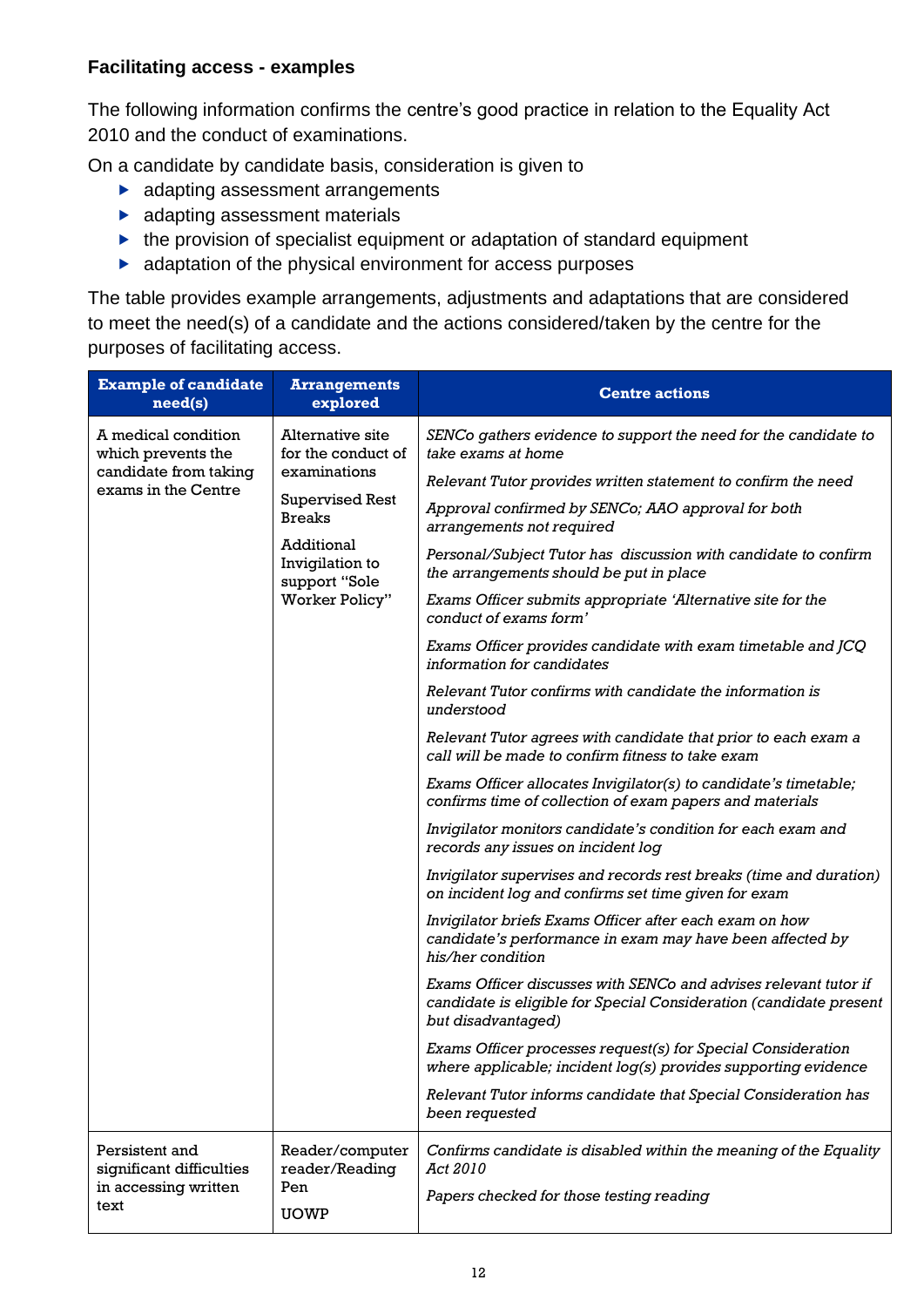**Facilitating access - examples**

The following information confirms the centre's good practice in relation to the Equality Act 2010 and the conduct of examinations.

On a candidate by candidate basis, consideration is given to

- adapting assessment arrangements
- adapting assessment materials
- the provision of specialist equipment or adaptation of standard equipment
- adaptation of the physical environment for access purposes

The table provides example arrangements, adjustments and adaptations that are considered to meet the need(s) of a candidate and the actions considered/taken by the centre for the purposes of facilitating access.

| Example of candidate need(s) | Arrangements explored | Centre actions |
|---|---|---|
| A medical condition which prevents the candidate from taking exams in the Centre | Alternative site for the conduct of examinations<br><br>Supervised Rest Breaks<br><br>Additional Invigilation to support "Sole Worker Policy" | *SENCo gathers evidence to support the need for the candidate to take exams at home*<br><br>*Relevant Tutor provides written statement to confirm the need*<br><br>*Approval confirmed by SENCo; AAO approval for both arrangements not required*<br><br>*Personal/Subject Tutor has discussion with candidate to confirm the arrangements should be put in place*<br><br>*Exams Officer submits appropriate 'Alternative site for the conduct of exams form'*<br><br>*Exams Officer provides candidate with exam timetable and JCQ information for candidates*<br><br>*Relevant Tutor confirms with candidate the information is understood*<br><br>*Relevant Tutor agrees with candidate that prior to each exam a call will be made to confirm fitness to take exam*<br><br>*Exams Officer allocates Invigilator(s) to candidate's timetable; confirms time of collection of exam papers and materials*<br><br>*Invigilator monitors candidate's condition for each exam and records any issues on incident log*<br><br>*Invigilator supervises and records rest breaks (time and duration) on incident log and confirms set time given for exam*<br><br>*Invigilator briefs Exams Officer after each exam on how candidate's performance in exam may have been affected by his/her condition*<br><br>*Exams Officer discusses with SENCo and advises relevant tutor if candidate is eligible for Special Consideration (candidate present but disadvantaged)*<br><br>*Exams Officer processes request(s) for Special Consideration where applicable; incident log(s) provides supporting evidence*<br><br>*Relevant Tutor informs candidate that Special Consideration has been requested* |
| Persistent and significant difficulties in accessing written text | Reader/computer reader/Reading Pen<br><br>UOWP | *Confirms candidate is disabled within the meaning of the Equality Act 2010*<br><br>*Papers checked for those testing reading* |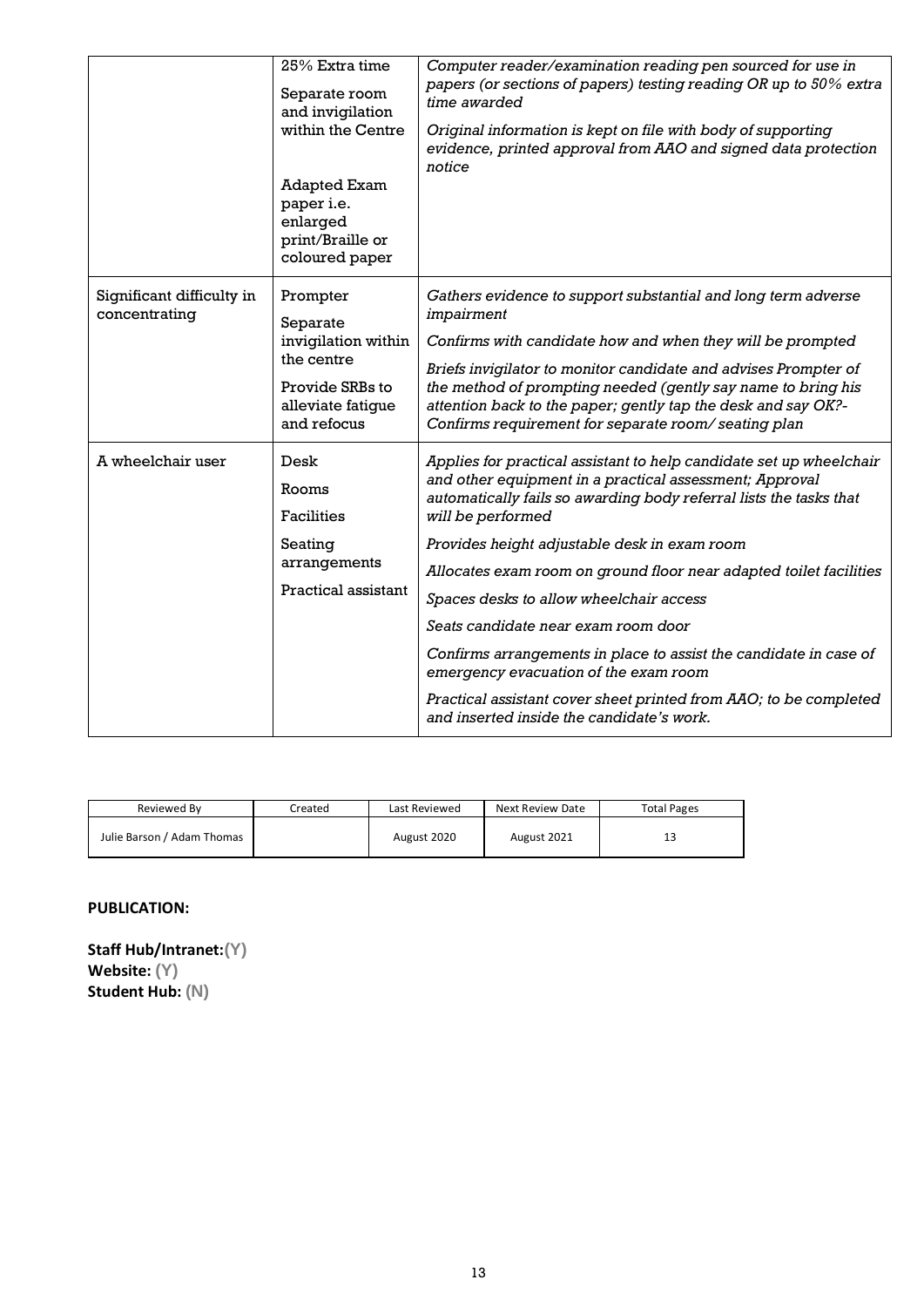| | | |
|---|---|---|
| | 25% Extra time<br><br>Separate room and invigilation within the Centre<br><br>Adapted Exam paper i.e. enlarged print/Braille or coloured paper | *Computer reader/examination reading pen sourced for use in papers (or sections of papers) testing reading OR up to 50% extra time awarded*<br><br>*Original information is kept on file with body of supporting evidence, printed approval from AAO and signed data protection notice* |
| Significant difficulty in concentrating | Prompter<br><br>Separate invigilation within the centre<br><br>Provide SRBs to alleviate fatigue and refocus | *Gathers evidence to support substantial and long term adverse impairment*<br><br>*Confirms with candidate how and when they will be prompted*<br><br>*Briefs invigilator to monitor candidate and advises Prompter of the method of prompting needed (gently say name to bring his attention back to the paper; gently tap the desk and say OK?- Confirms requirement for separate room/ seating plan* |
| A wheelchair user | Desk<br><br>Rooms<br><br>Facilities<br><br>Seating arrangements<br><br>Practical assistant | *Applies for practical assistant to help candidate set up wheelchair and other equipment in a practical assessment; Approval automatically fails so awarding body referral lists the tasks that will be performed*<br><br>*Provides height adjustable desk in exam room*<br><br>*Allocates exam room on ground floor near adapted toilet facilities*<br><br>*Spaces desks to allow wheelchair access*<br><br>*Seats candidate near exam room door*<br><br>*Confirms arrangements in place to assist the candidate in case of emergency evacuation of the exam room*<br><br>*Practical assistant cover sheet printed from AAO; to be completed and inserted inside the candidate's work.* |

| Reviewed By | Created | Last Reviewed | Next Review Date | Total Pages |
|---|---|---|---|---|
| Julie Barson / Adam Thomas | | August 2020 | August 2021 | 13 |

**PUBLICATION:**

**Staff Hub/Intranet:**(Y)
**Website:** (Y)
**Student Hub:** (N)